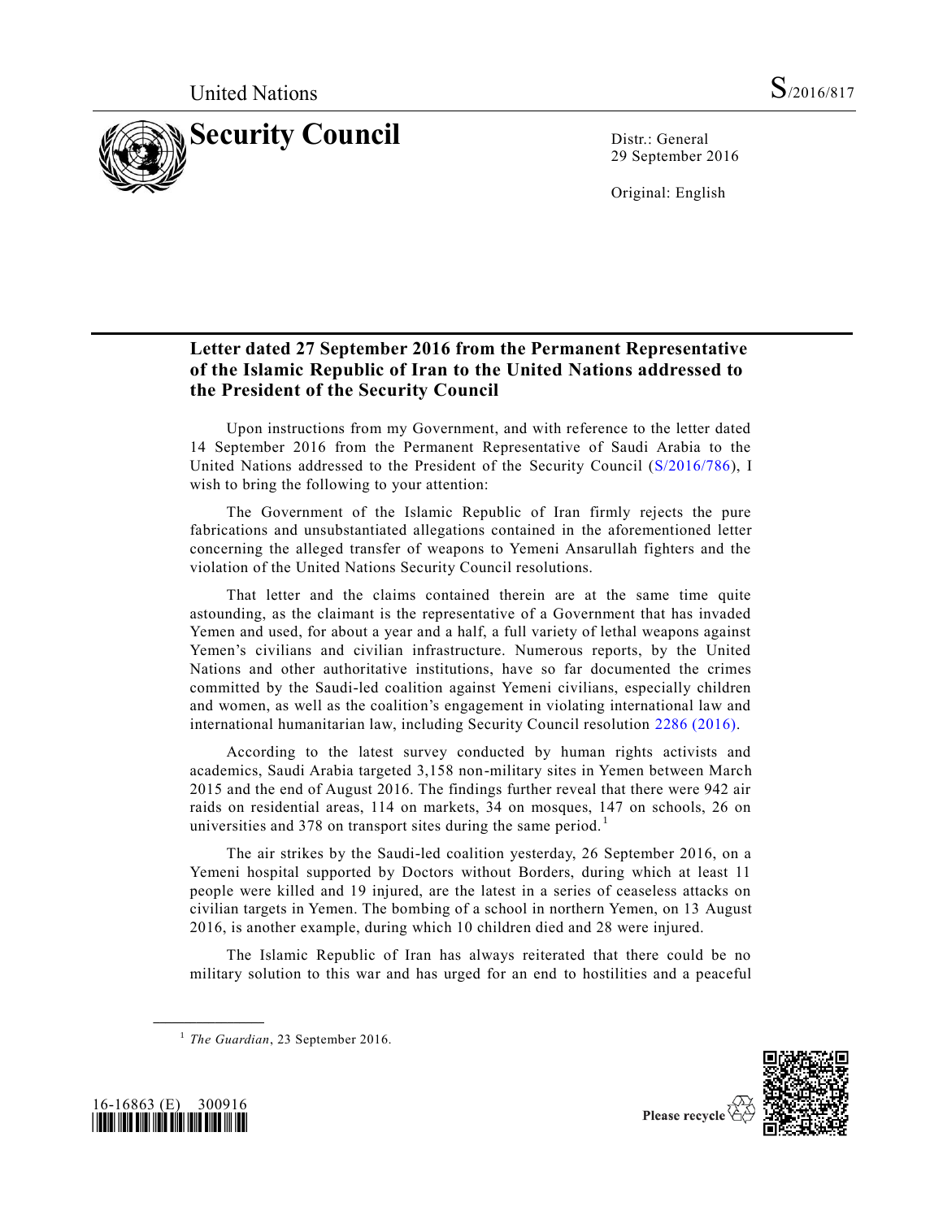United Nations S/2016/817

# Security Council

Distr.: General
29 September 2016

Original: English

## Letter dated 27 September 2016 from the Permanent Representative of the Islamic Republic of Iran to the United Nations addressed to the President of the Security Council

Upon instructions from my Government, and with reference to the letter dated 14 September 2016 from the Permanent Representative of Saudi Arabia to the United Nations addressed to the President of the Security Council (S/2016/786), I wish to bring the following to your attention:

The Government of the Islamic Republic of Iran firmly rejects the pure fabrications and unsubstantiated allegations contained in the aforementioned letter concerning the alleged transfer of weapons to Yemeni Ansarullah fighters and the violation of the United Nations Security Council resolutions.

That letter and the claims contained therein are at the same time quite astounding, as the claimant is the representative of a Government that has invaded Yemen and used, for about a year and a half, a full variety of lethal weapons against Yemen's civilians and civilian infrastructure. Numerous reports, by the United Nations and other authoritative institutions, have so far documented the crimes committed by the Saudi-led coalition against Yemeni civilians, especially children and women, as well as the coalition's engagement in violating international law and international humanitarian law, including Security Council resolution 2286 (2016).

According to the latest survey conducted by human rights activists and academics, Saudi Arabia targeted 3,158 non-military sites in Yemen between March 2015 and the end of August 2016. The findings further reveal that there were 942 air raids on residential areas, 114 on markets, 34 on mosques, 147 on schools, 26 on universities and 378 on transport sites during the same period.[1]

The air strikes by the Saudi-led coalition yesterday, 26 September 2016, on a Yemeni hospital supported by Doctors without Borders, during which at least 11 people were killed and 19 injured, are the latest in a series of ceaseless attacks on civilian targets in Yemen. The bombing of a school in northern Yemen, on 13 August 2016, is another example, during which 10 children died and 28 were injured.

The Islamic Republic of Iran has always reiterated that there could be no military solution to this war and has urged for an end to hostilities and a peaceful

[1] *The Guardian*, 23 September 2016.

16-16863 (E) 300916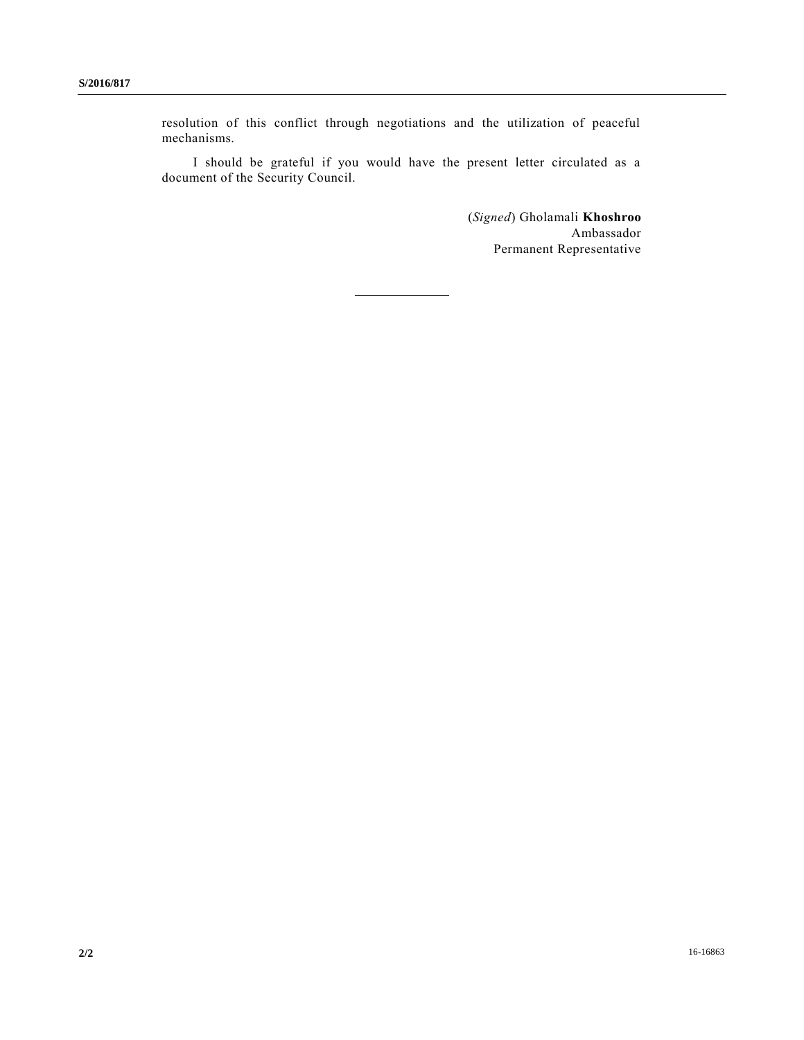resolution of this conflict through negotiations and the utilization of peaceful mechanisms.

I should be grateful if you would have the present letter circulated as a document of the Security Council.

(*Signed*) Gholamali **Khoshroo**
Ambassador
Permanent Representative